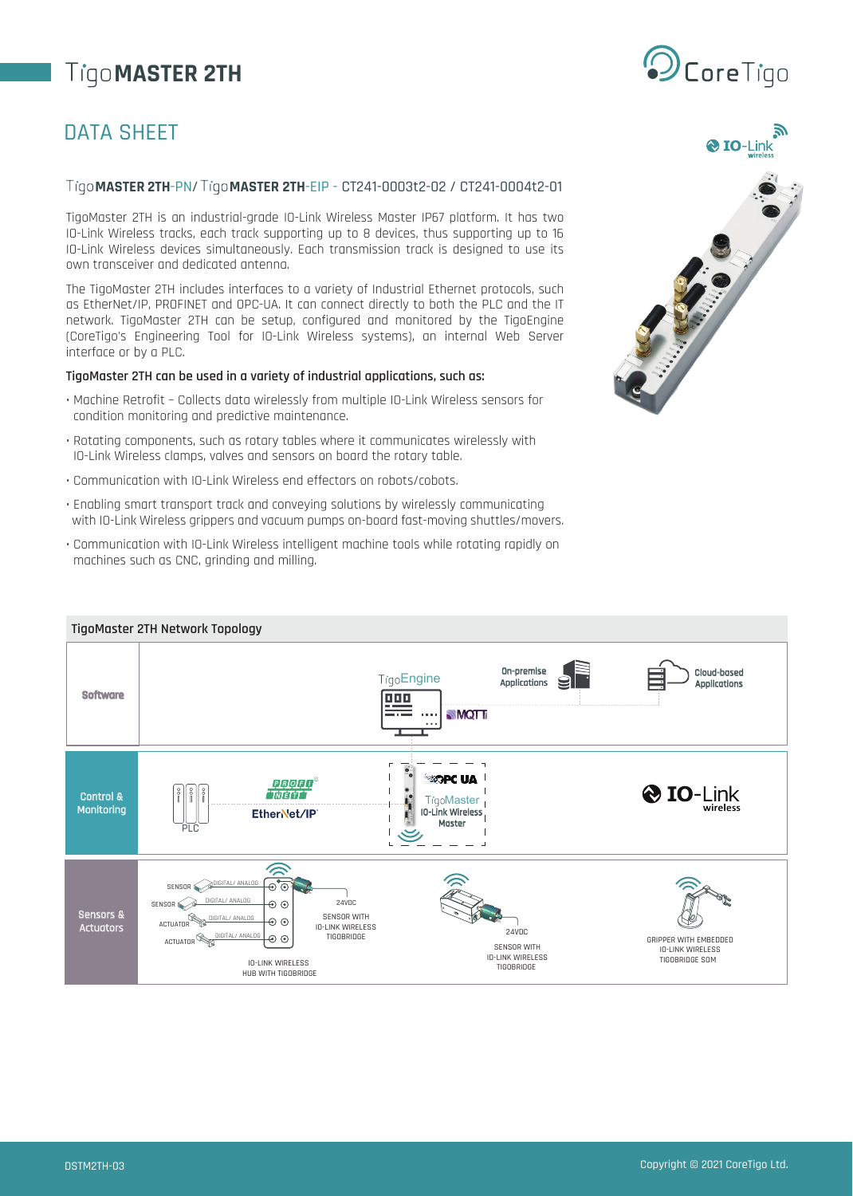# TigoMASTER 2TH

## DATA SHEET

TigoMASTER 2TH-PN/ TigoMASTER 2TH-EIP - CT241-0003t2-02 / CT241-0004t2-01

TigoMaster 2TH is an industrial-grade IO-Link Wireless Master IP67 platform. It has two IO-Link Wireless tracks, each track supporting up to 8 devices, thus supporting up to 16 IO-Link Wireless devices simultaneously. Each transmission track is designed to use its own transceiver and dedicated antenna.

The TigoMaster 2TH includes interfaces to a variety of Industrial Ethernet protocols, such as EtherNet/IP, PROFINET and OPC-UA. It can connect directly to both the PLC and the IT network. TigoMaster 2TH can be setup, configured and monitored by the TigoEngine (CoreTigo's Engineering Tool for IO-Link Wireless systems), an internal Web Server interface or by a PLC.

**TigoMaster 2TH can be used in a variety of industrial applications, such as:**

- Machine Retrofit – Collects data wirelessly from multiple IO-Link Wireless sensors for condition monitoring and predictive maintenance.
- Rotating components, such as rotary tables where it communicates wirelessly with IO-Link Wireless clamps, valves and sensors on board the rotary table.
- Communication with IO-Link Wireless end effectors on robots/cobots.
- Enabling smart transport track and conveying solutions by wirelessly communicating with IO-Link Wireless grippers and vacuum pumps on-board fast-moving shuttles/movers.
- Communication with IO-Link Wireless intelligent machine tools while rotating rapidly on machines such as CNC, grinding and milling.

### TigoMaster 2TH Network Topology

| | | | |
|---|---|---|---|
| Software | TigoEngine, MQTT | On-premise Applications | Cloud-based Applications |
| Control & Monitoring | PLC, PROFINET, EtherNet/IP | OPC UA, TigoMaster IO-Link Wireless Master | IO-Link wireless |
| Sensors & Actuators | SENSOR, SENSOR, ACTUATOR, ACTUATOR (DIGITAL/ ANALOG) – IO-LINK WIRELESS HUB WITH TIGOBRIDGE; 24VDC SENSOR WITH IO-LINK WIRELESS TIGOBRIDGE | 24VDC SENSOR WITH IO-LINK WIRELESS TIGOBRIDGE | GRIPPER WITH EMBEDDED IO-LINK WIRELESS TIGOBRIDGE SOM |

DSTM2TH-03

Copyright © 2021 CoreTigo Ltd.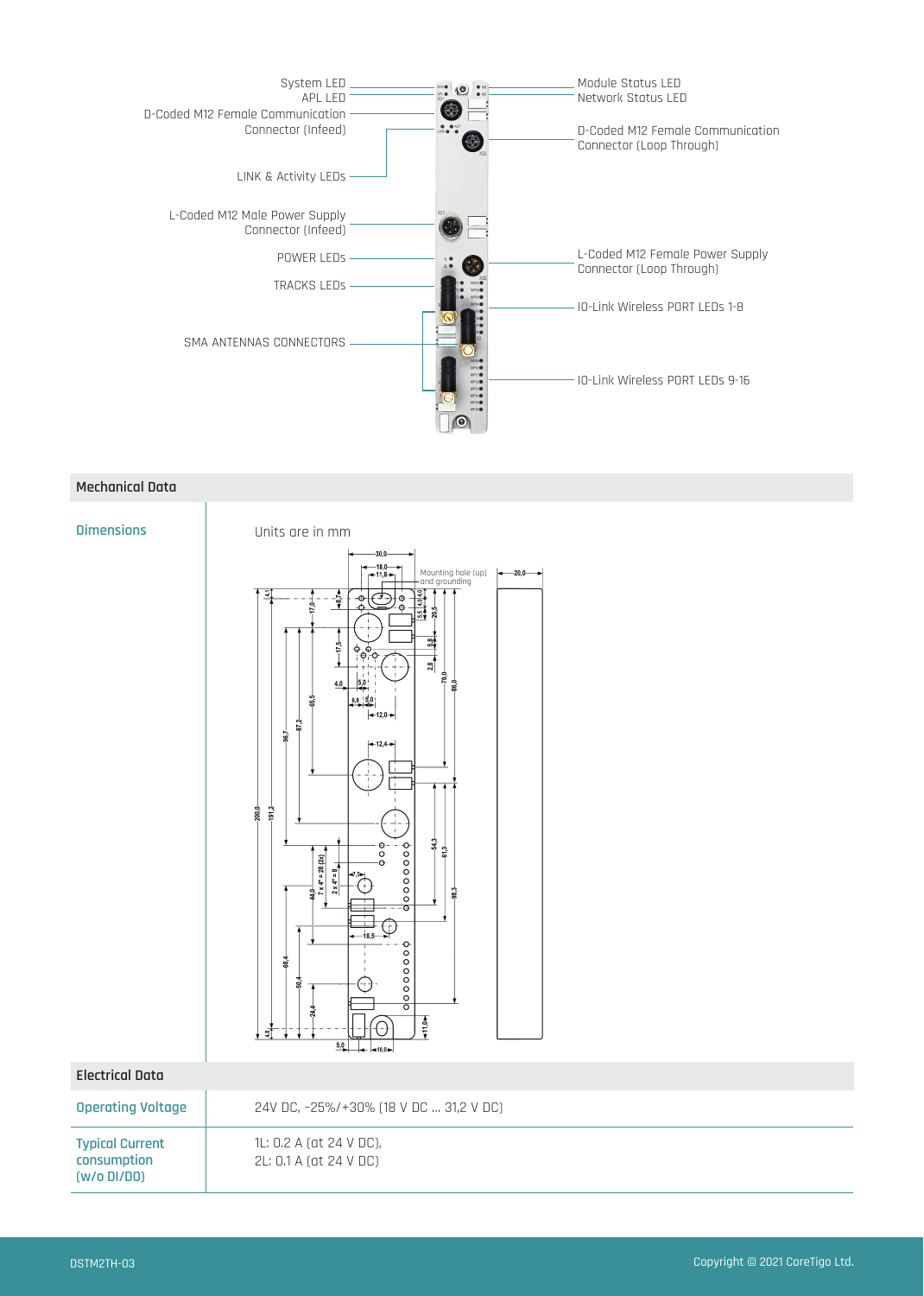System LED
APL LED
D-Coded M12 Female Communication Connector (Infeed)
LINK & Activity LEDs
L-Coded M12 Male Power Supply Connector (Infeed)
POWER LEDs
TRACKS LEDs
SMA ANTENNAS CONNECTORS

Module Status LED
Network Status LED
D-Coded M12 Female Communication Connector (Loop Through)
L-Coded M12 Female Power Supply Connector (Loop Through)
IO-Link Wireless PORT LEDs 1-8
IO-Link Wireless PORT LEDs 9-16

## Mechanical Data

| | |
|---|---|
| **Dimensions** | Units are in mm |

## Electrical Data

| | |
|---|---|
| **Operating Voltage** | 24V DC, -25%/+30% (18 V DC ... 31,2 V DC) |
| **Typical Current consumption (w/o DI/DO)** | 1L: 0.2 A (at 24 V DC),<br>2L: 0.1 A (at 24 V DC) |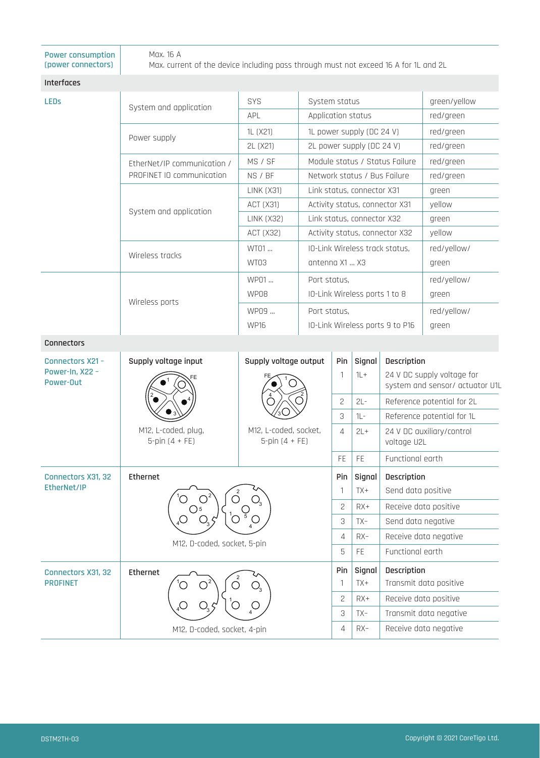| | |
|---|---|
| Power consumption (power connectors) | Max. 16 A<br>Max. current of the device including pass through must not exceed 16 A for 1L and 2L |

**Interfaces**

| | | | | |
|---|---|---|---|---|
| LEDs | System and application | SYS | System status | green/yellow |
| | | APL | Application status | red/green |
| | Power supply | 1L (X21) | 1L power supply (DC 24 V) | red/green |
| | | 2L (X21) | 2L power supply (DC 24 V) | red/green |
| | EtherNet/IP communication / PROFINET IO communication | MS / SF | Module status / Status Failure | red/green |
| | | NS / BF | Network status / Bus Failure | red/green |
| | System and application | LINK (X31) | Link status, connector X31 | green |
| | | ACT (X31) | Activity status, connector X31 | yellow |
| | | LINK (X32) | Link status, connector X32 | green |
| | | ACT (X32) | Activity status, connector X32 | yellow |
| | Wireless tracks | WT01 ... WT03 | IO-Link Wireless track status, antenna X1 ... X3 | red/yellow/ green |
| | Wireless ports | WP01 ... WP08 | Port status, IO-Link Wireless ports 1 to 8 | red/yellow/ green |
| | | WP09 ... WP16 | Port status, IO-Link Wireless ports 9 to P16 | red/yellow/ green |

**Connectors**

| | | | Pin | Signal | Description |
|---|---|---|---|---|---|
| Connectors X21 - Power-In, X22 - Power-Out | Supply voltage input<br>M12, L-coded, plug, 5-pin (4 + FE) | Supply voltage output<br>M12, L-coded, socket, 5-pin (4 + FE) | 1 | 1L+ | 24 V DC supply voltage for system and sensor/ actuator U1L |
| | | | 2 | 2L- | Reference potential for 2L |
| | | | 3 | 1L- | Reference potential for 1L |
| | | | 4 | 2L+ | 24 V DC auxiliary/control voltage U2L |
| | | | FE | FE | Functional earth |
| Connectors X31, 32 EtherNet/IP | Ethernet<br>M12, D-coded, socket, 5-pin | | 1 | TX+ | Send data positive |
| | | | 2 | RX+ | Receive data positive |
| | | | 3 | TX- | Send data negative |
| | | | 4 | RX- | Receive data negative |
| | | | 5 | FE | Functional earth |
| Connectors X31, 32 PROFINET | Ethernet<br>M12, D-coded, socket, 4-pin | | 1 | TX+ | Transmit data positive |
| | | | 2 | RX+ | Receive data positive |
| | | | 3 | TX- | Transmit data negative |
| | | | 4 | RX- | Receive data negative |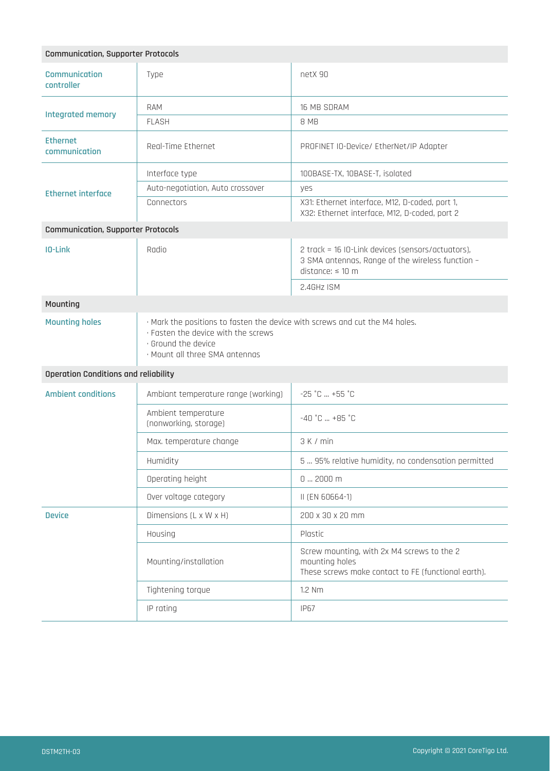| Communication, Supporter Protocols | | |
|---|---|---|
| Communication controller | Type | netX 90 |
| Integrated memory | RAM | 16 MB SDRAM |
| | FLASH | 8 MB |
| Ethernet communication | Real-Time Ethernet | PROFINET IO-Device/ EtherNet/IP Adapter |
| Ethernet interface | Interface type | 100BASE-TX, 10BASE-T, isolated |
| | Auto-negotiation, Auto crossover | yes |
| | Connectors | X31: Ethernet interface, M12, D-coded, port 1,<br>X32: Ethernet interface, M12, D-coded, port 2 |

| Communication, Supporter Protocols | | |
|---|---|---|
| IO-Link | Radio | 2 track = 16 IO-Link devices (sensors/actuators),<br>3 SMA antennas, Range of the wireless function - distance: ≤ 10 m |
| | | 2.4GHz ISM |

| Mounting | |
|---|---|
| Mounting holes | · Mark the positions to fasten the device with screws and cut the M4 holes.<br>· Fasten the device with the screws<br>· Ground the device<br>· Mount all three SMA antennas |

| Operation Conditions and reliability | | |
|---|---|---|
| Ambient conditions | Ambiant temperature range (working) | -25 °C ... +55 °C |
| | Ambient temperature (nonworking, storage) | -40 °C ... +85 °C |
| | Max. temperature change | 3 K / min |
| | Humidity | 5 ... 95% relative humidity, no condensation permitted |
| | Operating height | 0 ... 2000 m |
| | Over voltage category | II (EN 60664-1) |
| Device | Dimensions (L x W x H) | 200 x 30 x 20 mm |
| | Housing | Plastic |
| | Mounting/installation | Screw mounting, with 2x M4 screws to the 2 mounting holes<br>These screws make contact to FE (functional earth). |
| | Tightening torque | 1.2 Nm |
| | IP rating | IP67 |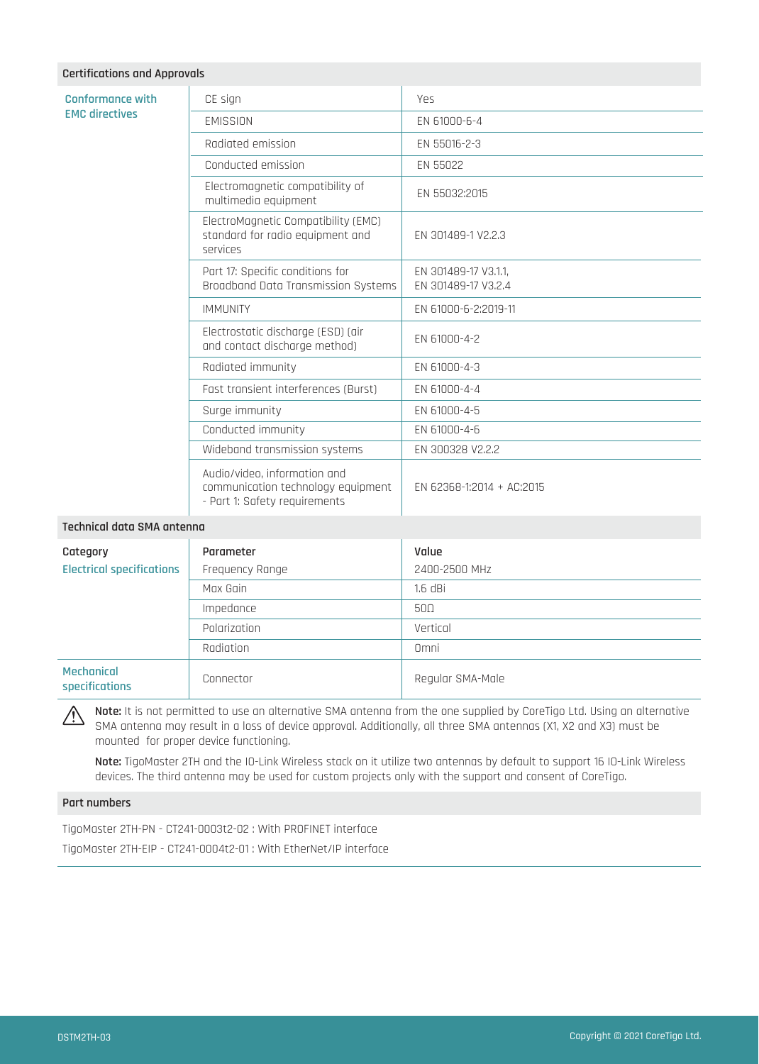## Certifications and Approvals

| | | |
|---|---|---|
| Conformance with EMC directives | CE sign | Yes |
| | EMISSION | EN 61000-6-4 |
| | Radiated emission | EN 55016-2-3 |
| | Conducted emission | EN 55022 |
| | Electromagnetic compatibility of multimedia equipment | EN 55032:2015 |
| | ElectroMagnetic Compatibility (EMC) standard for radio equipment and services | EN 301489-1 V2.2.3 |
| | Part 17: Specific conditions for Broadband Data Transmission Systems | EN 301489-17 V3.1.1, EN 301489-17 V3.2.4 |
| | IMMUNITY | EN 61000-6-2:2019-11 |
| | Electrostatic discharge (ESD) (air and contact discharge method) | EN 61000-4-2 |
| | Radiated immunity | EN 61000-4-3 |
| | Fast transient interferences (Burst) | EN 61000-4-4 |
| | Surge immunity | EN 61000-4-5 |
| | Conducted immunity | EN 61000-4-6 |
| | Wideband transmission systems | EN 300328 V2.2.2 |
| | Audio/video, information and communication technology equipment - Part 1: Safety requirements | EN 62368-1:2014 + AC:2015 |

## Technical data SMA antenna

| Category | Parameter | Value |
|---|---|---|
| Electrical specifications | Frequency Range | 2400-2500 MHz |
| | Max Gain | 1.6 dBi |
| | Impedance | 50Ω |
| | Polarization | Vertical |
| | Radiation | Omni |
| Mechanical specifications | Connector | Regular SMA-Male |

**Note:** It is not permitted to use an alternative SMA antenna from the one supplied by CoreTigo Ltd. Using an alternative SMA antenna may result in a loss of device approval. Additionally, all three SMA antennas (X1, X2 and X3) must be mounted for proper device functioning.

**Note:** TigoMaster 2TH and the IO-Link Wireless stack on it utilize two antennas by default to support 16 IO-Link Wireless devices. The third antenna may be used for custom projects only with the support and consent of CoreTigo.

## Part numbers

TigoMaster 2TH-PN - CT241-0003t2-02 : With PROFINET interface

TigoMaster 2TH-EIP - CT241-0004t2-01 : With EtherNet/IP interface